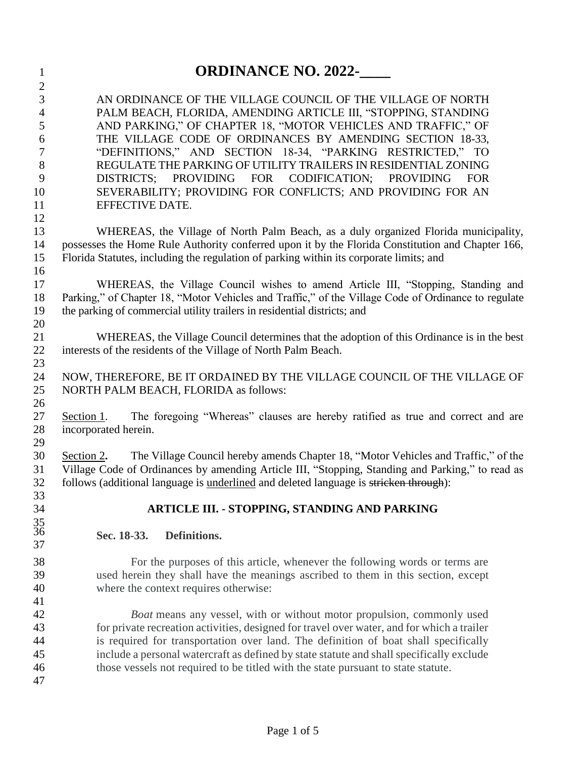# ORDINANCE NO. 2022-\_\_\_\_

AN ORDINANCE OF THE VILLAGE COUNCIL OF THE VILLAGE OF NORTH PALM BEACH, FLORIDA, AMENDING ARTICLE III, "STOPPING, STANDING AND PARKING," OF CHAPTER 18, "MOTOR VEHICLES AND TRAFFIC," OF THE VILLAGE CODE OF ORDINANCES BY AMENDING SECTION 18-33, "DEFINITIONS," AND SECTION 18-34, "PARKING RESTRICTED," TO REGULATE THE PARKING OF UTILITY TRAILERS IN RESIDENTIAL ZONING DISTRICTS; PROVIDING FOR CODIFICATION; PROVIDING FOR SEVERABILITY; PROVIDING FOR CONFLICTS; AND PROVIDING FOR AN EFFECTIVE DATE.

WHEREAS, the Village of North Palm Beach, as a duly organized Florida municipality, possesses the Home Rule Authority conferred upon it by the Florida Constitution and Chapter 166, Florida Statutes, including the regulation of parking within its corporate limits; and

WHEREAS, the Village Council wishes to amend Article III, "Stopping, Standing and Parking," of Chapter 18, "Motor Vehicles and Traffic," of the Village Code of Ordinance to regulate the parking of commercial utility trailers in residential districts; and

WHEREAS, the Village Council determines that the adoption of this Ordinance is in the best interests of the residents of the Village of North Palm Beach.

NOW, THEREFORE, BE IT ORDAINED BY THE VILLAGE COUNCIL OF THE VILLAGE OF NORTH PALM BEACH, FLORIDA as follows:

<u>Section 1</u>. The foregoing "Whereas" clauses are hereby ratified as true and correct and are incorporated herein.

<u>Section 2</u>**.** The Village Council hereby amends Chapter 18, "Motor Vehicles and Traffic," of the Village Code of Ordinances by amending Article III, "Stopping, Standing and Parking," to read as follows (additional language is <u>underlined</u> and deleted language is ~~stricken through~~):

## ARTICLE III. - STOPPING, STANDING AND PARKING

### Sec. 18-33. Definitions.

For the purposes of this article, whenever the following words or terms are used herein they shall have the meanings ascribed to them in this section, except where the context requires otherwise:

*Boat* means any vessel, with or without motor propulsion, commonly used for private recreation activities, designed for travel over water, and for which a trailer is required for transportation over land. The definition of boat shall specifically include a personal watercraft as defined by state statute and shall specifically exclude those vessels not required to be titled with the state pursuant to state statute.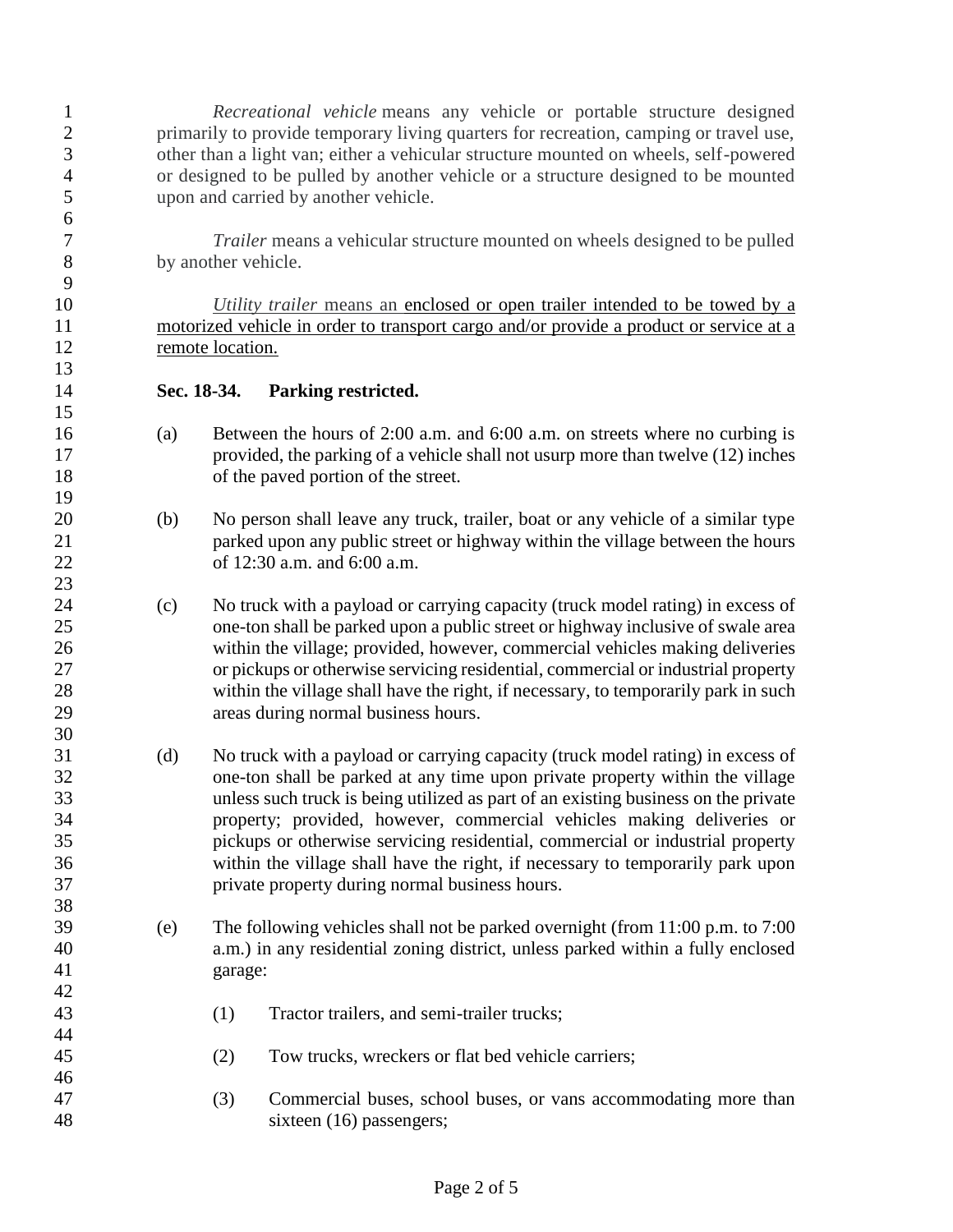*Recreational vehicle* means any vehicle or portable structure designed primarily to provide temporary living quarters for recreation, camping or travel use, other than a light van; either a vehicular structure mounted on wheels, self-powered or designed to be pulled by another vehicle or a structure designed to be mounted upon and carried by another vehicle.

*Trailer* means a vehicular structure mounted on wheels designed to be pulled by another vehicle.

<u>*Utility trailer* means an enclosed or open trailer intended to be towed by a motorized vehicle in order to transport cargo and/or provide a product or service at a remote location.</u>

**Sec. 18-34. Parking restricted.**

(a) Between the hours of 2:00 a.m. and 6:00 a.m. on streets where no curbing is provided, the parking of a vehicle shall not usurp more than twelve (12) inches of the paved portion of the street.

(b) No person shall leave any truck, trailer, boat or any vehicle of a similar type parked upon any public street or highway within the village between the hours of 12:30 a.m. and 6:00 a.m.

(c) No truck with a payload or carrying capacity (truck model rating) in excess of one-ton shall be parked upon a public street or highway inclusive of swale area within the village; provided, however, commercial vehicles making deliveries or pickups or otherwise servicing residential, commercial or industrial property within the village shall have the right, if necessary, to temporarily park in such areas during normal business hours.

(d) No truck with a payload or carrying capacity (truck model rating) in excess of one-ton shall be parked at any time upon private property within the village unless such truck is being utilized as part of an existing business on the private property; provided, however, commercial vehicles making deliveries or pickups or otherwise servicing residential, commercial or industrial property within the village shall have the right, if necessary to temporarily park upon private property during normal business hours.

(e) The following vehicles shall not be parked overnight (from 11:00 p.m. to 7:00 a.m.) in any residential zoning district, unless parked within a fully enclosed garage:

(1) Tractor trailers, and semi-trailer trucks;

(2) Tow trucks, wreckers or flat bed vehicle carriers;

(3) Commercial buses, school buses, or vans accommodating more than sixteen (16) passengers;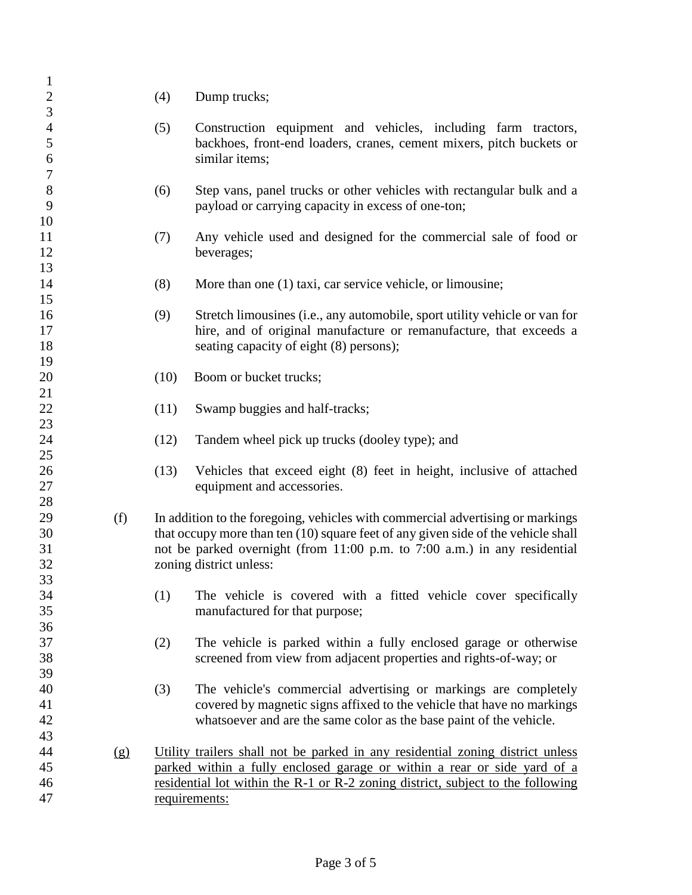(4) Dump trucks;

(5) Construction equipment and vehicles, including farm tractors, backhoes, front-end loaders, cranes, cement mixers, pitch buckets or similar items;

(6) Step vans, panel trucks or other vehicles with rectangular bulk and a payload or carrying capacity in excess of one-ton;

(7) Any vehicle used and designed for the commercial sale of food or beverages;

(8) More than one (1) taxi, car service vehicle, or limousine;

(9) Stretch limousines (i.e., any automobile, sport utility vehicle or van for hire, and of original manufacture or remanufacture, that exceeds a seating capacity of eight (8) persons);

(10) Boom or bucket trucks;

(11) Swamp buggies and half-tracks;

(12) Tandem wheel pick up trucks (dooley type); and

(13) Vehicles that exceed eight (8) feet in height, inclusive of attached equipment and accessories.

(f) In addition to the foregoing, vehicles with commercial advertising or markings that occupy more than ten (10) square feet of any given side of the vehicle shall not be parked overnight (from 11:00 p.m. to 7:00 a.m.) in any residential zoning district unless:

(1) The vehicle is covered with a fitted vehicle cover specifically manufactured for that purpose;

(2) The vehicle is parked within a fully enclosed garage or otherwise screened from view from adjacent properties and rights-of-way; or

(3) The vehicle's commercial advertising or markings are completely covered by magnetic signs affixed to the vehicle that have no markings whatsoever and are the same color as the base paint of the vehicle.

<u>(g) Utility trailers shall not be parked in any residential zoning district unless parked within a fully enclosed garage or within a rear or side yard of a residential lot within the R-1 or R-2 zoning district, subject to the following requirements:</u>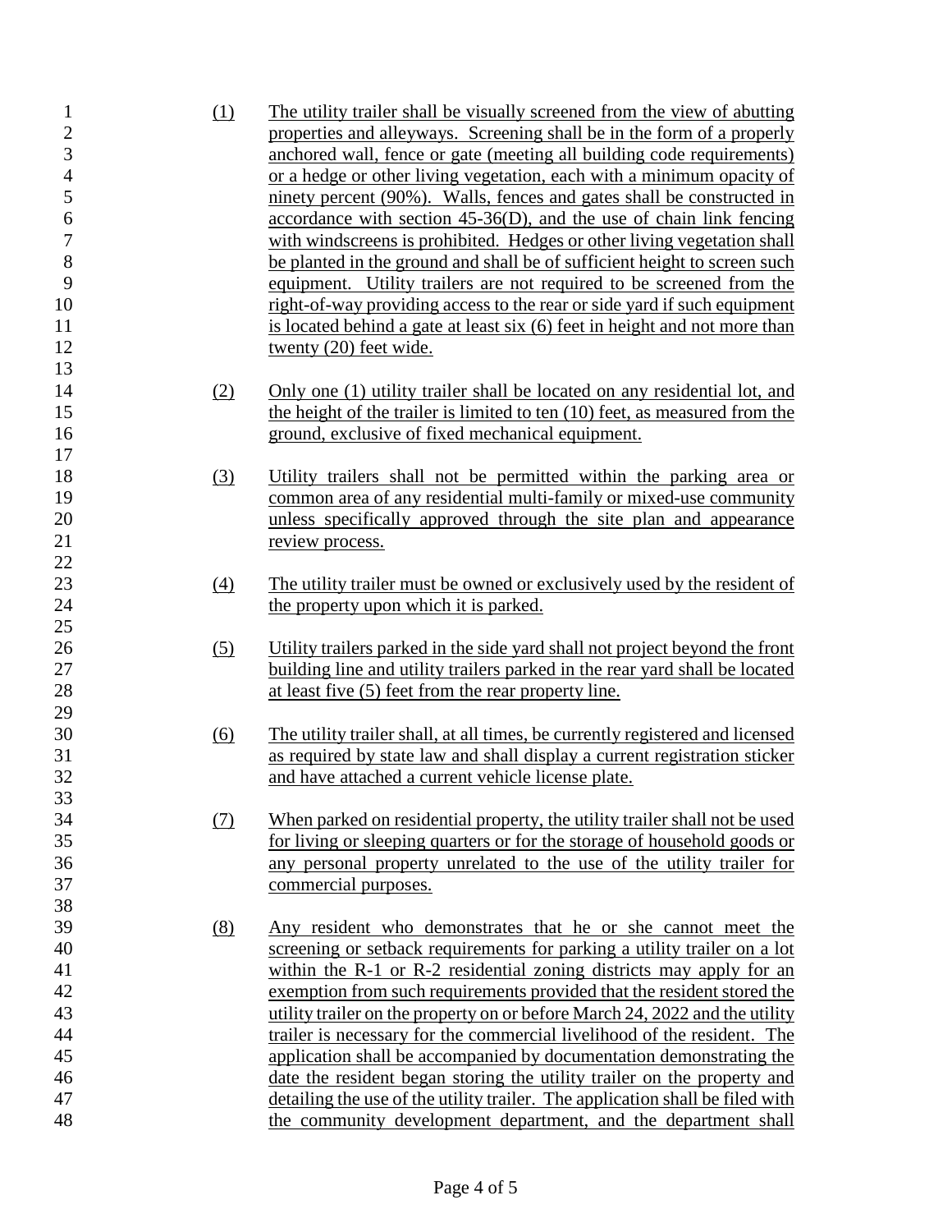(1) The utility trailer shall be visually screened from the view of abutting properties and alleyways. Screening shall be in the form of a properly anchored wall, fence or gate (meeting all building code requirements) or a hedge or other living vegetation, each with a minimum opacity of ninety percent (90%). Walls, fences and gates shall be constructed in accordance with section 45-36(D), and the use of chain link fencing with windscreens is prohibited. Hedges or other living vegetation shall be planted in the ground and shall be of sufficient height to screen such equipment. Utility trailers are not required to be screened from the right-of-way providing access to the rear or side yard if such equipment is located behind a gate at least six (6) feet in height and not more than twenty (20) feet wide.

(2) Only one (1) utility trailer shall be located on any residential lot, and the height of the trailer is limited to ten (10) feet, as measured from the ground, exclusive of fixed mechanical equipment.

(3) Utility trailers shall not be permitted within the parking area or common area of any residential multi-family or mixed-use community unless specifically approved through the site plan and appearance review process.

(4) The utility trailer must be owned or exclusively used by the resident of the property upon which it is parked.

(5) Utility trailers parked in the side yard shall not project beyond the front building line and utility trailers parked in the rear yard shall be located at least five (5) feet from the rear property line.

(6) The utility trailer shall, at all times, be currently registered and licensed as required by state law and shall display a current registration sticker and have attached a current vehicle license plate.

(7) When parked on residential property, the utility trailer shall not be used for living or sleeping quarters or for the storage of household goods or any personal property unrelated to the use of the utility trailer for commercial purposes.

(8) Any resident who demonstrates that he or she cannot meet the screening or setback requirements for parking a utility trailer on a lot within the R-1 or R-2 residential zoning districts may apply for an exemption from such requirements provided that the resident stored the utility trailer on the property on or before March 24, 2022 and the utility trailer is necessary for the commercial livelihood of the resident. The application shall be accompanied by documentation demonstrating the date the resident began storing the utility trailer on the property and detailing the use of the utility trailer. The application shall be filed with the community development department, and the department shall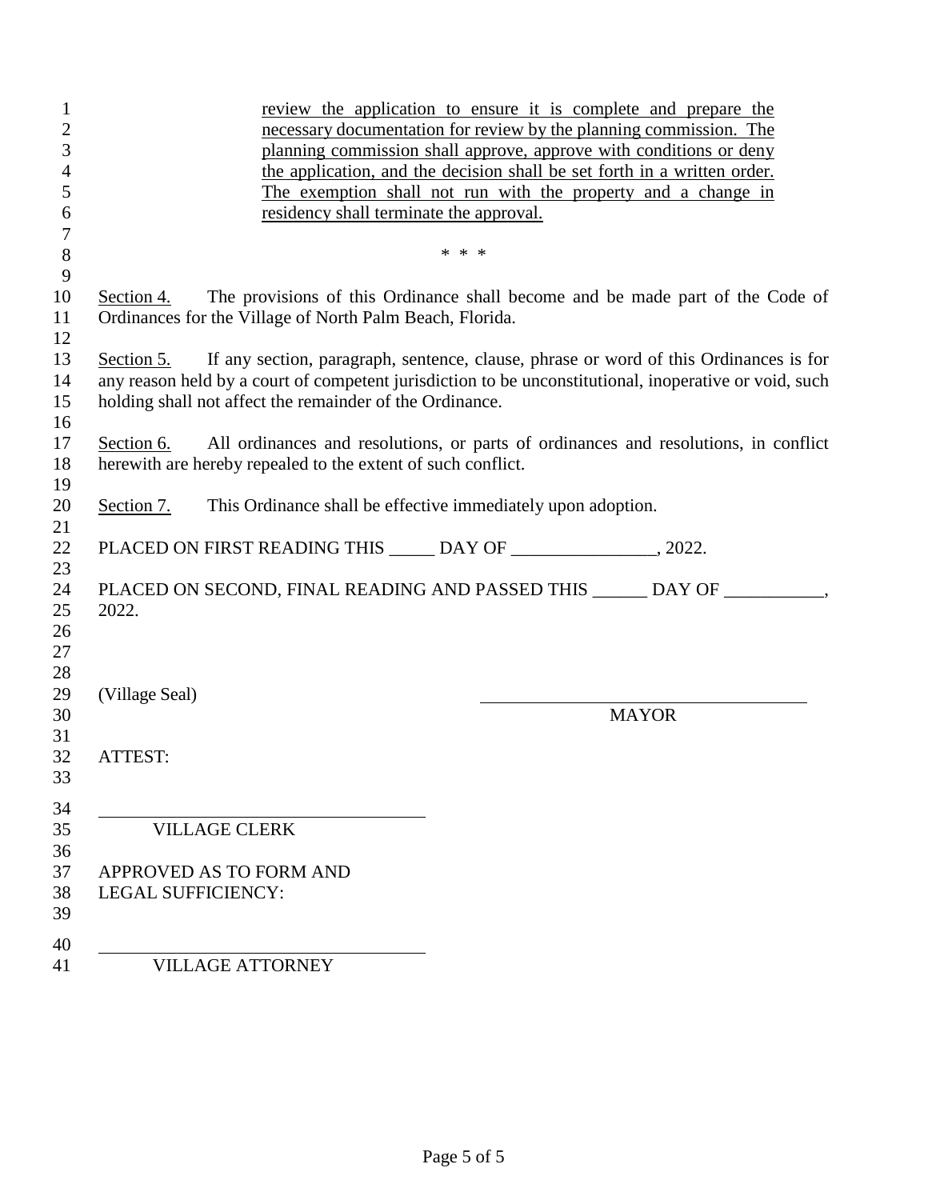review the application to ensure it is complete and prepare the necessary documentation for review by the planning commission. The planning commission shall approve, approve with conditions or deny the application, and the decision shall be set forth in a written order. The exemption shall not run with the property and a change in residency shall terminate the approval.

\* \* \*

Section 4. The provisions of this Ordinance shall become and be made part of the Code of Ordinances for the Village of North Palm Beach, Florida.

Section 5. If any section, paragraph, sentence, clause, phrase or word of this Ordinances is for any reason held by a court of competent jurisdiction to be unconstitutional, inoperative or void, such holding shall not affect the remainder of the Ordinance.

Section 6. All ordinances and resolutions, or parts of ordinances and resolutions, in conflict herewith are hereby repealed to the extent of such conflict.

Section 7. This Ordinance shall be effective immediately upon adoption.

PLACED ON FIRST READING THIS _____ DAY OF ________________, 2022.

PLACED ON SECOND, FINAL READING AND PASSED THIS ______ DAY OF ___________, 2022.

(Village Seal)

____________________________________
MAYOR

ATTEST:

____________________________________
VILLAGE CLERK

APPROVED AS TO FORM AND
LEGAL SUFFICIENCY:

____________________________________
VILLAGE ATTORNEY